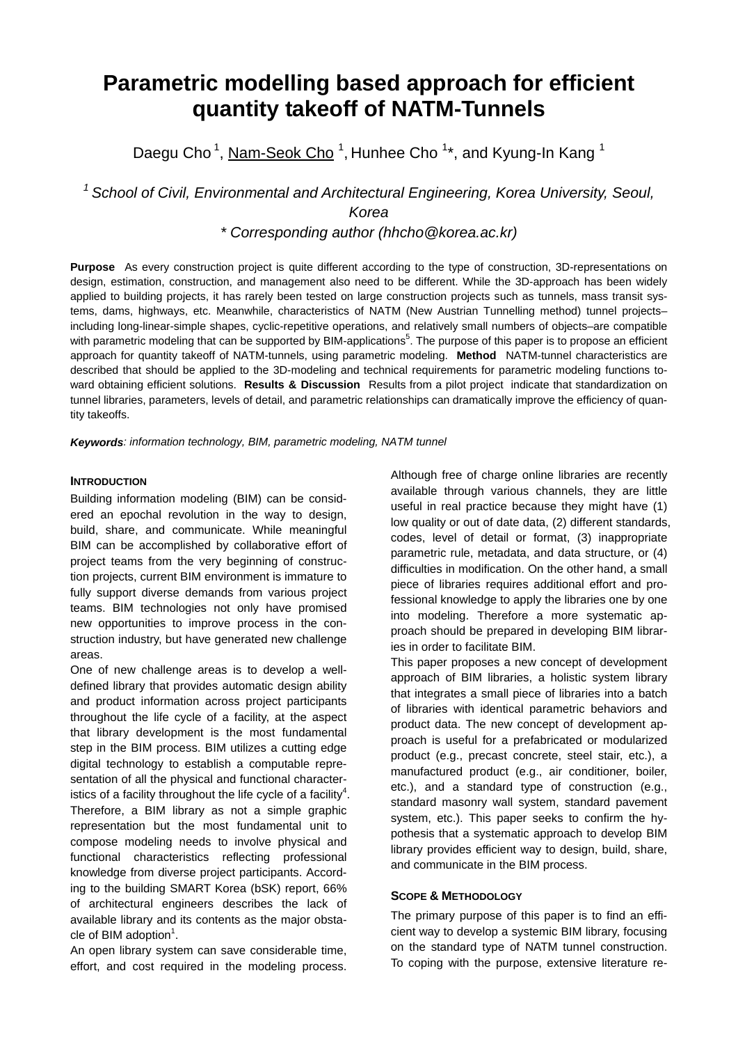# Parametric modelling based approach for efficient quantity takeoff of NATM-Tunnels

Daegu Cho [1], Nam-Seok Cho [1], Hunhee Cho [1]*, and Kyung-In Kang [1]

*[1] School of Civil, Environmental and Architectural Engineering, Korea University, Seoul, Korea*

*\* Corresponding author (hhcho@korea.ac.kr)*

**Purpose** As every construction project is quite different according to the type of construction, 3D-representations on design, estimation, construction, and management also need to be different. While the 3D-approach has been widely applied to building projects, it has rarely been tested on large construction projects such as tunnels, mass transit systems, dams, highways, etc. Meanwhile, characteristics of NATM (New Austrian Tunnelling method) tunnel projects–including long-linear-simple shapes, cyclic-repetitive operations, and relatively small numbers of objects–are compatible with parametric modeling that can be supported by BIM-applications[5]. The purpose of this paper is to propose an efficient approach for quantity takeoff of NATM-tunnels, using parametric modeling. **Method** NATM-tunnel characteristics are described that should be applied to the 3D-modeling and technical requirements for parametric modeling functions toward obtaining efficient solutions. **Results & Discussion** Results from a pilot project indicate that standardization on tunnel libraries, parameters, levels of detail, and parametric relationships can dramatically improve the efficiency of quantity takeoffs.

***Keywords****: information technology, BIM, parametric modeling, NATM tunnel*

## INTRODUCTION

Building information modeling (BIM) can be considered an epochal revolution in the way to design, build, share, and communicate. While meaningful BIM can be accomplished by collaborative effort of project teams from the very beginning of construction projects, current BIM environment is immature to fully support diverse demands from various project teams. BIM technologies not only have promised new opportunities to improve process in the construction industry, but have generated new challenge areas.

One of new challenge areas is to develop a well-defined library that provides automatic design ability and product information across project participants throughout the life cycle of a facility, at the aspect that library development is the most fundamental step in the BIM process. BIM utilizes a cutting edge digital technology to establish a computable representation of all the physical and functional characteristics of a facility throughout the life cycle of a facility[4]. Therefore, a BIM library as not a simple graphic representation but the most fundamental unit to compose modeling needs to involve physical and functional characteristics reflecting professional knowledge from diverse project participants. According to the building SMART Korea (bSK) report, 66% of architectural engineers describes the lack of available library and its contents as the major obstacle of BIM adoption[1].

An open library system can save considerable time, effort, and cost required in the modeling process. Although free of charge online libraries are recently available through various channels, they are little useful in real practice because they might have (1) low quality or out of date data, (2) different standards, codes, level of detail or format, (3) inappropriate parametric rule, metadata, and data structure, or (4) difficulties in modification. On the other hand, a small piece of libraries requires additional effort and professional knowledge to apply the libraries one by one into modeling. Therefore a more systematic approach should be prepared in developing BIM libraries in order to facilitate BIM.

This paper proposes a new concept of development approach of BIM libraries, a holistic system library that integrates a small piece of libraries into a batch of libraries with identical parametric behaviors and product data. The new concept of development approach is useful for a prefabricated or modularized product (e.g., precast concrete, steel stair, etc.), a manufactured product (e.g., air conditioner, boiler, etc.), and a standard type of construction (e.g., standard masonry wall system, standard pavement system, etc.). This paper seeks to confirm the hypothesis that a systematic approach to develop BIM library provides efficient way to design, build, share, and communicate in the BIM process.

## SCOPE & METHODOLOGY

The primary purpose of this paper is to find an efficient way to develop a systemic BIM library, focusing on the standard type of NATM tunnel construction. To coping with the purpose, extensive literature re-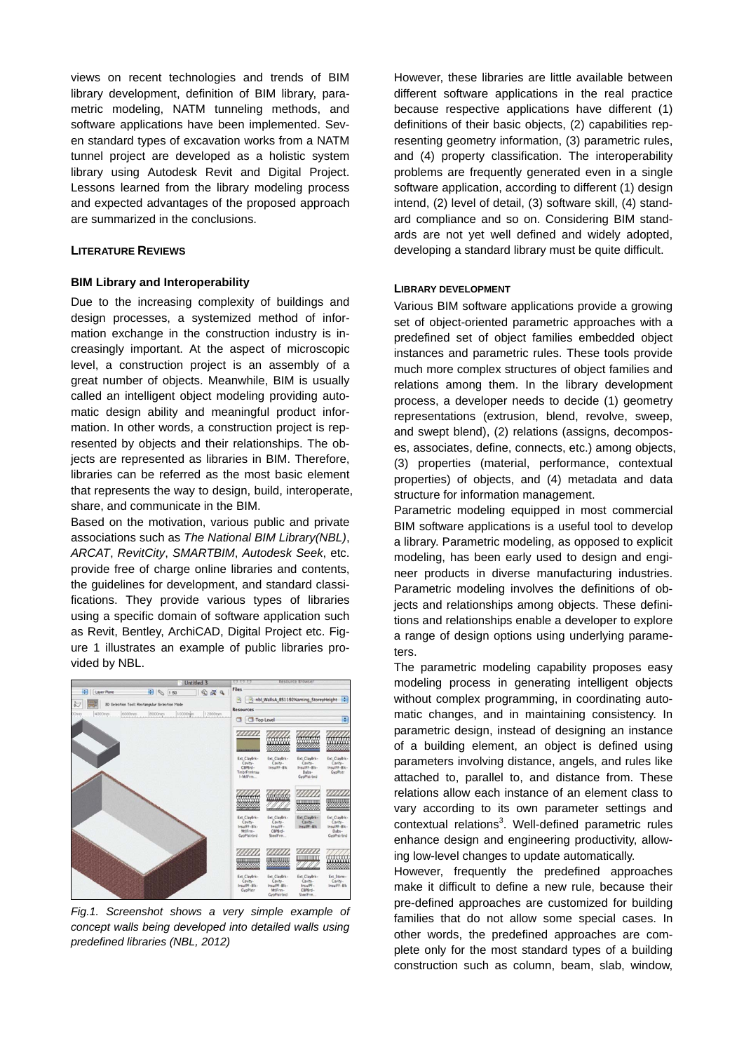views on recent technologies and trends of BIM library development, definition of BIM library, parametric modeling, NATM tunneling methods, and software applications have been implemented. Seven standard types of excavation works from a NATM tunnel project are developed as a holistic system library using Autodesk Revit and Digital Project. Lessons learned from the library modeling process and expected advantages of the proposed approach are summarized in the conclusions.

## LITERATURE REVIEWS

### BIM Library and Interoperability

Due to the increasing complexity of buildings and design processes, a systemized method of information exchange in the construction industry is increasingly important. At the aspect of microscopic level, a construction project is an assembly of a great number of objects. Meanwhile, BIM is usually called an intelligent object modeling providing automatic design ability and meaningful product information. In other words, a construction project is represented by objects and their relationships. The objects are represented as libraries in BIM. Therefore, libraries can be referred as the most basic element that represents the way to design, build, interoperate, share, and communicate in the BIM.

Based on the motivation, various public and private associations such as *The National BIM Library(NBL)*, *ARCAT*, *RevitCity*, *SMARTBIM*, *Autodesk Seek*, etc. provide free of charge online libraries and contents, the guidelines for development, and standard classifications. They provide various types of libraries using a specific domain of software application such as Revit, Bentley, ArchiCAD, Digital Project etc. Figure 1 illustrates an example of public libraries provided by NBL.

*Fig.1. Screenshot shows a very simple example of concept walls being developed into detailed walls using predefined libraries (NBL, 2012)*

However, these libraries are little available between different software applications in the real practice because respective applications have different (1) definitions of their basic objects, (2) capabilities representing geometry information, (3) parametric rules, and (4) property classification. The interoperability problems are frequently generated even in a single software application, according to different (1) design intend, (2) level of detail, (3) software skill, (4) standard compliance and so on. Considering BIM standards are not yet well defined and widely adopted, developing a standard library must be quite difficult.

### LIBRARY DEVELOPMENT

Various BIM software applications provide a growing set of object-oriented parametric approaches with a predefined set of object families embedded object instances and parametric rules. These tools provide much more complex structures of object families and relations among them. In the library development process, a developer needs to decide (1) geometry representations (extrusion, blend, revolve, sweep, and swept blend), (2) relations (assigns, decomposes, associates, define, connects, etc.) among objects, (3) properties (material, performance, contextual properties) of objects, and (4) metadata and data structure for information management.

Parametric modeling equipped in most commercial BIM software applications is a useful tool to develop a library. Parametric modeling, as opposed to explicit modeling, has been early used to design and engineer products in diverse manufacturing industries. Parametric modeling involves the definitions of objects and relationships among objects. These definitions and relationships enable a developer to explore a range of design options using underlying parameters.

The parametric modeling capability proposes easy modeling process in generating intelligent objects without complex programming, in coordinating automatic changes, and in maintaining consistency. In parametric design, instead of designing an instance of a building element, an object is defined using parameters involving distance, angels, and rules like attached to, parallel to, and distance from. These relations allow each instance of an element class to vary according to its own parameter settings and contextual relations[3]. Well-defined parametric rules enhance design and engineering productivity, allowing low-level changes to update automatically.

However, frequently the predefined approaches make it difficult to define a new rule, because their pre-defined approaches are customized for building families that do not allow some special cases. In other words, the predefined approaches are complete only for the most standard types of a building construction such as column, beam, slab, window,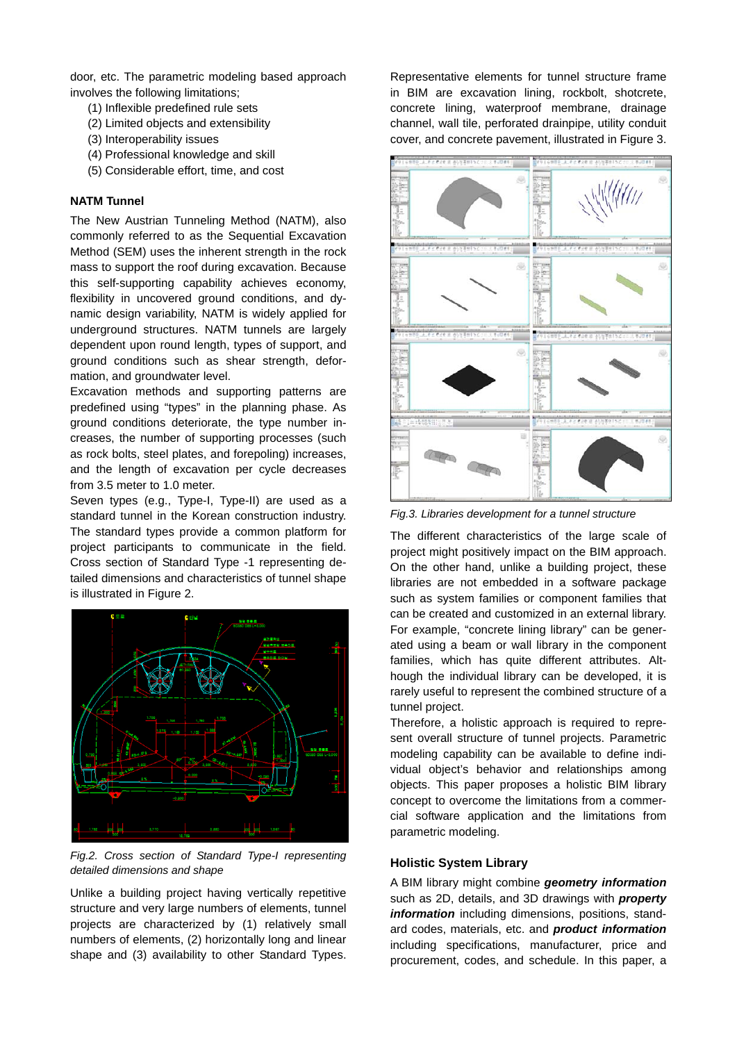door, etc. The parametric modeling based approach involves the following limitations;

(1) Inflexible predefined rule sets
(2) Limited objects and extensibility
(3) Interoperability issues
(4) Professional knowledge and skill
(5) Considerable effort, time, and cost

### NATM Tunnel

The New Austrian Tunneling Method (NATM), also commonly referred to as the Sequential Excavation Method (SEM) uses the inherent strength in the rock mass to support the roof during excavation. Because this self-supporting capability achieves economy, flexibility in uncovered ground conditions, and dynamic design variability, NATM is widely applied for underground structures. NATM tunnels are largely dependent upon round length, types of support, and ground conditions such as shear strength, deformation, and groundwater level.

Excavation methods and supporting patterns are predefined using "types" in the planning phase. As ground conditions deteriorate, the type number increases, the number of supporting processes (such as rock bolts, steel plates, and forepoling) increases, and the length of excavation per cycle decreases from 3.5 meter to 1.0 meter.

Seven types (e.g., Type-I, Type-II) are used as a standard tunnel in the Korean construction industry. The standard types provide a common platform for project participants to communicate in the field. Cross section of Standard Type -1 representing detailed dimensions and characteristics of tunnel shape is illustrated in Figure 2.

*Fig.2. Cross section of Standard Type-I representing detailed dimensions and shape*

Unlike a building project having vertically repetitive structure and very large numbers of elements, tunnel projects are characterized by (1) relatively small numbers of elements, (2) horizontally long and linear shape and (3) availability to other Standard Types. Representative elements for tunnel structure frame in BIM are excavation lining, rockbolt, shotcrete, concrete lining, waterproof membrane, drainage channel, wall tile, perforated drainpipe, utility conduit cover, and concrete pavement, illustrated in Figure 3.

*Fig.3. Libraries development for a tunnel structure*

The different characteristics of the large scale of project might positively impact on the BIM approach. On the other hand, unlike a building project, these libraries are not embedded in a software package such as system families or component families that can be created and customized in an external library. For example, "concrete lining library" can be generated using a beam or wall library in the component families, which has quite different attributes. Although the individual library can be developed, it is rarely useful to represent the combined structure of a tunnel project.

Therefore, a holistic approach is required to represent overall structure of tunnel projects. Parametric modeling capability can be available to define individual object's behavior and relationships among objects. This paper proposes a holistic BIM library concept to overcome the limitations from a commercial software application and the limitations from parametric modeling.

### Holistic System Library

A BIM library might combine ***geometry information*** such as 2D, details, and 3D drawings with ***property information*** including dimensions, positions, standard codes, materials, etc. and ***product information*** including specifications, manufacturer, price and procurement, codes, and schedule. In this paper, a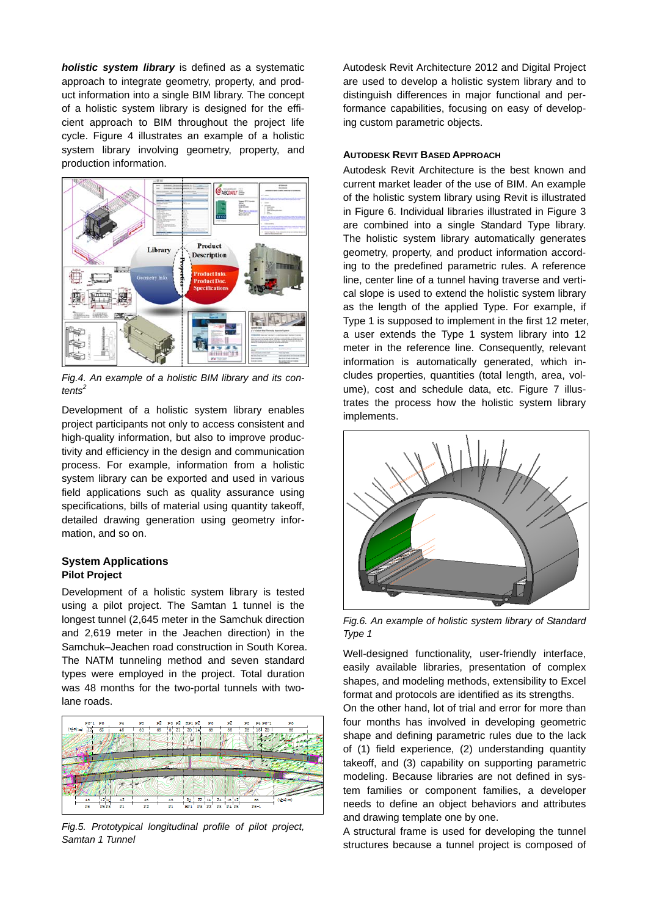***holistic system library*** is defined as a systematic approach to integrate geometry, property, and product information into a single BIM library. The concept of a holistic system library is designed for the efficient approach to BIM throughout the project life cycle. Figure 4 illustrates an example of a holistic system library involving geometry, property, and production information.

*Fig.4. An example of a holistic BIM library and its contents*[2]

Development of a holistic system library enables project participants not only to access consistent and high-quality information, but also to improve productivity and efficiency in the design and communication process. For example, information from a holistic system library can be exported and used in various field applications such as quality assurance using specifications, bills of material using quantity takeoff, detailed drawing generation using geometry information, and so on.

## System Applications

### Pilot Project

Development of a holistic system library is tested using a pilot project. The Samtan 1 tunnel is the longest tunnel (2,645 meter in the Samchuk direction and 2,619 meter in the Jeachen direction) in the Samchuk–Jeachen road construction in South Korea. The NATM tunneling method and seven standard types were employed in the project. Total duration was 48 months for the two-portal tunnels with two-lane roads.

*Fig.5. Prototypical longitudinal profile of pilot project, Samtan 1 Tunnel*

Autodesk Revit Architecture 2012 and Digital Project are used to develop a holistic system library and to distinguish differences in major functional and performance capabilities, focusing on easy of developing custom parametric objects.

### AUTODESK REVIT BASED APPROACH

Autodesk Revit Architecture is the best known and current market leader of the use of BIM. An example of the holistic system library using Revit is illustrated in Figure 6. Individual libraries illustrated in Figure 3 are combined into a single Standard Type library. The holistic system library automatically generates geometry, property, and product information according to the predefined parametric rules. A reference line, center line of a tunnel having traverse and vertical slope is used to extend the holistic system library as the length of the applied Type. For example, if Type 1 is supposed to implement in the first 12 meter, a user extends the Type 1 system library into 12 meter in the reference line. Consequently, relevant information is automatically generated, which includes properties, quantities (total length, area, volume), cost and schedule data, etc. Figure 7 illustrates the process how the holistic system library implements.

*Fig.6. An example of holistic system library of Standard Type 1*

Well-designed functionality, user-friendly interface, easily available libraries, presentation of complex shapes, and modeling methods, extensibility to Excel format and protocols are identified as its strengths.

On the other hand, lot of trial and error for more than four months has involved in developing geometric shape and defining parametric rules due to the lack of (1) field experience, (2) understanding quantity takeoff, and (3) capability on supporting parametric modeling. Because libraries are not defined in system families or component families, a developer needs to define an object behaviors and attributes and drawing template one by one.

A structural frame is used for developing the tunnel structures because a tunnel project is composed of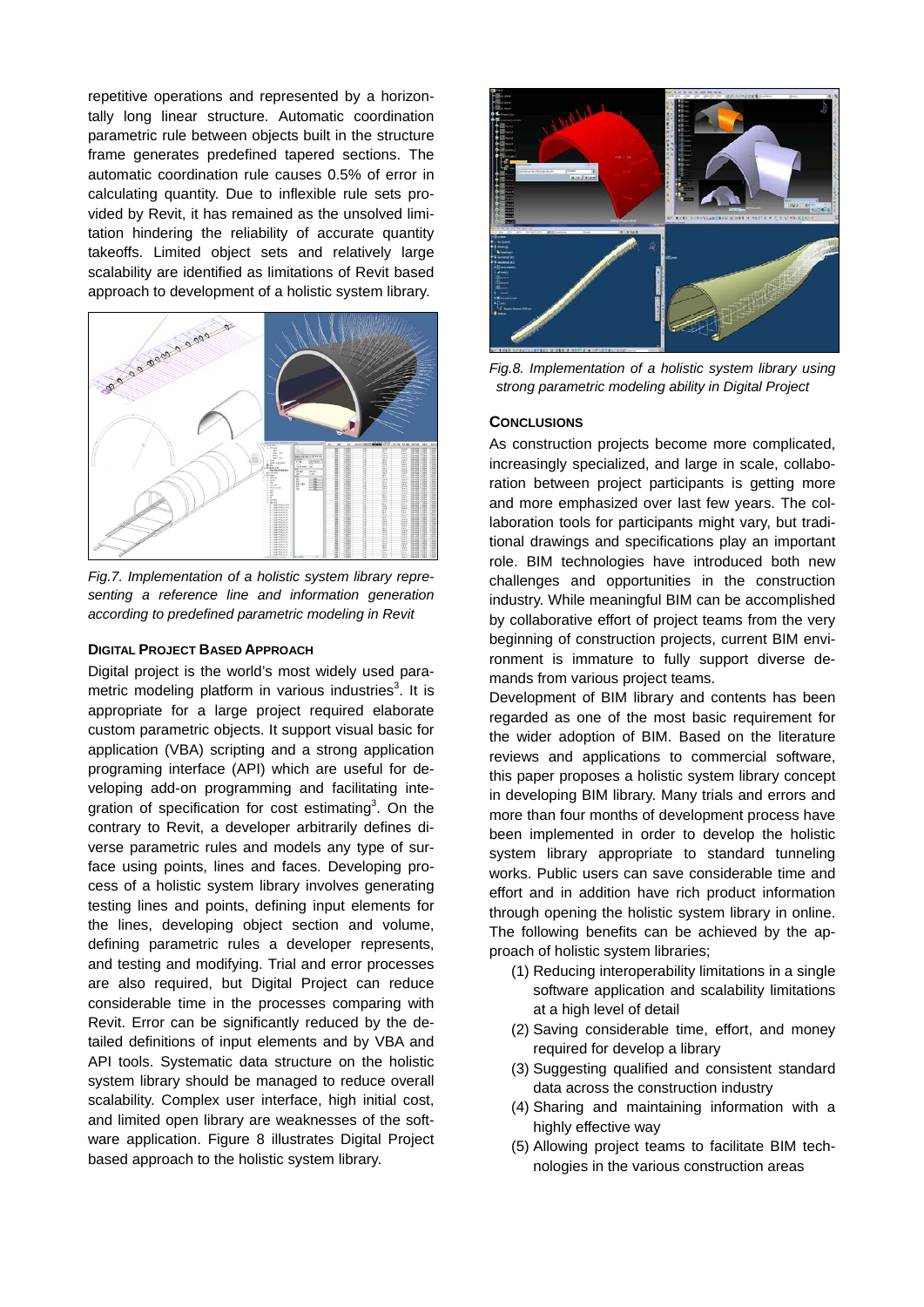repetitive operations and represented by a horizontally long linear structure. Automatic coordination parametric rule between objects built in the structure frame generates predefined tapered sections. The automatic coordination rule causes 0.5% of error in calculating quantity. Due to inflexible rule sets provided by Revit, it has remained as the unsolved limitation hindering the reliability of accurate quantity takeoffs. Limited object sets and relatively large scalability are identified as limitations of Revit based approach to development of a holistic system library.

*Fig.7. Implementation of a holistic system library representing a reference line and information generation according to predefined parametric modeling in Revit*

### DIGITAL PROJECT BASED APPROACH

Digital project is the world's most widely used parametric modeling platform in various industries[3]. It is appropriate for a large project required elaborate custom parametric objects. It support visual basic for application (VBA) scripting and a strong application programing interface (API) which are useful for developing add-on programming and facilitating integration of specification for cost estimating[3]. On the contrary to Revit, a developer arbitrarily defines diverse parametric rules and models any type of surface using points, lines and faces. Developing process of a holistic system library involves generating testing lines and points, defining input elements for the lines, developing object section and volume, defining parametric rules a developer represents, and testing and modifying. Trial and error processes are also required, but Digital Project can reduce considerable time in the processes comparing with Revit. Error can be significantly reduced by the detailed definitions of input elements and by VBA and API tools. Systematic data structure on the holistic system library should be managed to reduce overall scalability. Complex user interface, high initial cost, and limited open library are weaknesses of the software application. Figure 8 illustrates Digital Project based approach to the holistic system library.

*Fig.8. Implementation of a holistic system library using strong parametric modeling ability in Digital Project*

### CONCLUSIONS

As construction projects become more complicated, increasingly specialized, and large in scale, collaboration between project participants is getting more and more emphasized over last few years. The collaboration tools for participants might vary, but traditional drawings and specifications play an important role. BIM technologies have introduced both new challenges and opportunities in the construction industry. While meaningful BIM can be accomplished by collaborative effort of project teams from the very beginning of construction projects, current BIM environment is immature to fully support diverse demands from various project teams.

Development of BIM library and contents has been regarded as one of the most basic requirement for the wider adoption of BIM. Based on the literature reviews and applications to commercial software, this paper proposes a holistic system library concept in developing BIM library. Many trials and errors and more than four months of development process have been implemented in order to develop the holistic system library appropriate to standard tunneling works. Public users can save considerable time and effort and in addition have rich product information through opening the holistic system library in online. The following benefits can be achieved by the approach of holistic system libraries;

(1) Reducing interoperability limitations in a single software application and scalability limitations at a high level of detail
(2) Saving considerable time, effort, and money required for develop a library
(3) Suggesting qualified and consistent standard data across the construction industry
(4) Sharing and maintaining information with a highly effective way
(5) Allowing project teams to facilitate BIM technologies in the various construction areas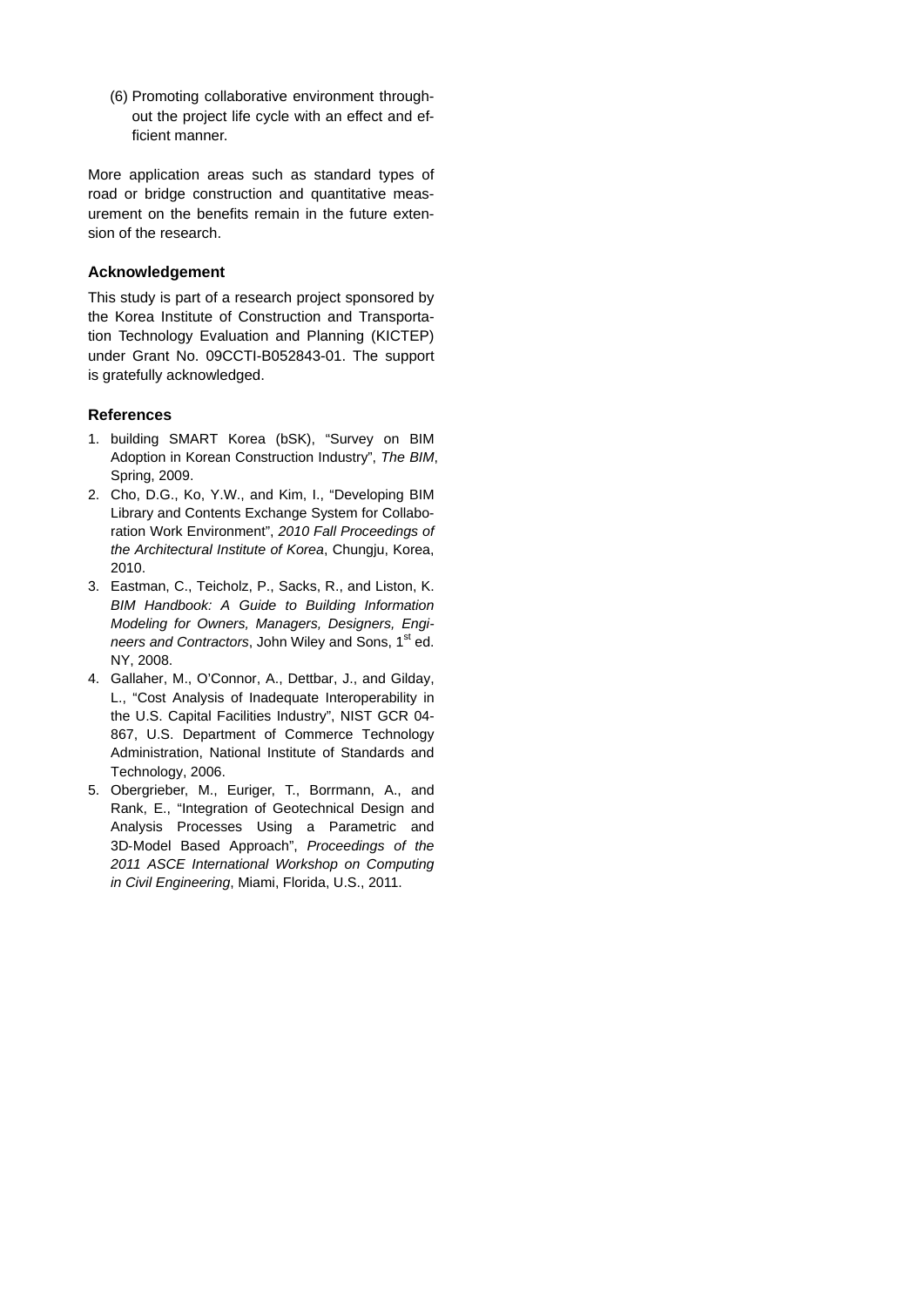(6) Promoting collaborative environment throughout the project life cycle with an effect and efficient manner.

More application areas such as standard types of road or bridge construction and quantitative measurement on the benefits remain in the future extension of the research.

### Acknowledgement

This study is part of a research project sponsored by the Korea Institute of Construction and Transportation Technology Evaluation and Planning (KICTEP) under Grant No. 09CCTI-B052843-01. The support is gratefully acknowledged.

### References

1. building SMART Korea (bSK), "Survey on BIM Adoption in Korean Construction Industry", *The BIM*, Spring, 2009.
2. Cho, D.G., Ko, Y.W., and Kim, I., "Developing BIM Library and Contents Exchange System for Collaboration Work Environment", *2010 Fall Proceedings of the Architectural Institute of Korea*, Chungju, Korea, 2010.
3. Eastman, C., Teicholz, P., Sacks, R., and Liston, K. *BIM Handbook: A Guide to Building Information Modeling for Owners, Managers, Designers, Engineers and Contractors*, John Wiley and Sons, 1st ed. NY, 2008.
4. Gallaher, M., O'Connor, A., Dettbar, J., and Gilday, L., "Cost Analysis of Inadequate Interoperability in the U.S. Capital Facilities Industry", NIST GCR 04-867, U.S. Department of Commerce Technology Administration, National Institute of Standards and Technology, 2006.
5. Obergrieber, M., Euriger, T., Borrmann, A., and Rank, E., "Integration of Geotechnical Design and Analysis Processes Using a Parametric and 3D-Model Based Approach", *Proceedings of the 2011 ASCE International Workshop on Computing in Civil Engineering*, Miami, Florida, U.S., 2011.